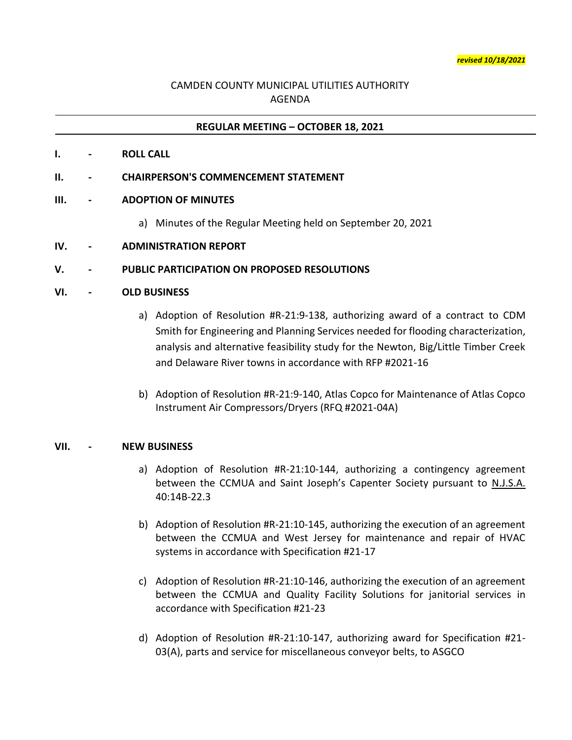***revised 10/18/2021***

CAMDEN COUNTY MUNICIPAL UTILITIES AUTHORITY
AGENDA

## REGULAR MEETING – OCTOBER 18, 2021

**I. - ROLL CALL**

**II. - CHAIRPERSON'S COMMENCEMENT STATEMENT**

**III. - ADOPTION OF MINUTES**

a) Minutes of the Regular Meeting held on September 20, 2021

**IV. - ADMINISTRATION REPORT**

**V. - PUBLIC PARTICIPATION ON PROPOSED RESOLUTIONS**

**VI. - OLD BUSINESS**

a) Adoption of Resolution #R-21:9-138, authorizing award of a contract to CDM Smith for Engineering and Planning Services needed for flooding characterization, analysis and alternative feasibility study for the Newton, Big/Little Timber Creek and Delaware River towns in accordance with RFP #2021-16

b) Adoption of Resolution #R-21:9-140, Atlas Copco for Maintenance of Atlas Copco Instrument Air Compressors/Dryers (RFQ #2021-04A)

**VII. - NEW BUSINESS**

a) Adoption of Resolution #R-21:10-144, authorizing a contingency agreement between the CCMUA and Saint Joseph's Capenter Society pursuant to N.J.S.A. 40:14B-22.3

b) Adoption of Resolution #R-21:10-145, authorizing the execution of an agreement between the CCMUA and West Jersey for maintenance and repair of HVAC systems in accordance with Specification #21-17

c) Adoption of Resolution #R-21:10-146, authorizing the execution of an agreement between the CCMUA and Quality Facility Solutions for janitorial services in accordance with Specification #21-23

d) Adoption of Resolution #R-21:10-147, authorizing award for Specification #21-03(A), parts and service for miscellaneous conveyor belts, to ASGCO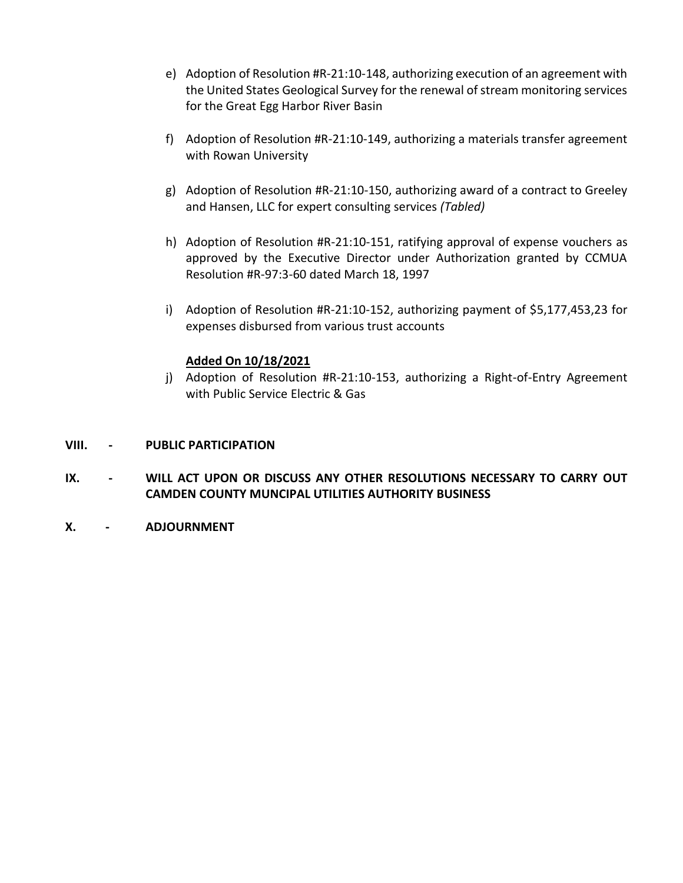e) Adoption of Resolution #R-21:10-148, authorizing execution of an agreement with the United States Geological Survey for the renewal of stream monitoring services for the Great Egg Harbor River Basin

f) Adoption of Resolution #R-21:10-149, authorizing a materials transfer agreement with Rowan University

g) Adoption of Resolution #R-21:10-150, authorizing award of a contract to Greeley and Hansen, LLC for expert consulting services *(Tabled)*

h) Adoption of Resolution #R-21:10-151, ratifying approval of expense vouchers as approved by the Executive Director under Authorization granted by CCMUA Resolution #R-97:3-60 dated March 18, 1997

i) Adoption of Resolution #R-21:10-152, authorizing payment of $5,177,453,23 for expenses disbursed from various trust accounts

**<u>Added On 10/18/2021</u>**

j) Adoption of Resolution #R-21:10-153, authorizing a Right-of-Entry Agreement with Public Service Electric & Gas

**VIII. - PUBLIC PARTICIPATION**

**IX. - WILL ACT UPON OR DISCUSS ANY OTHER RESOLUTIONS NECESSARY TO CARRY OUT CAMDEN COUNTY MUNCIPAL UTILITIES AUTHORITY BUSINESS**

**X. - ADJOURNMENT**